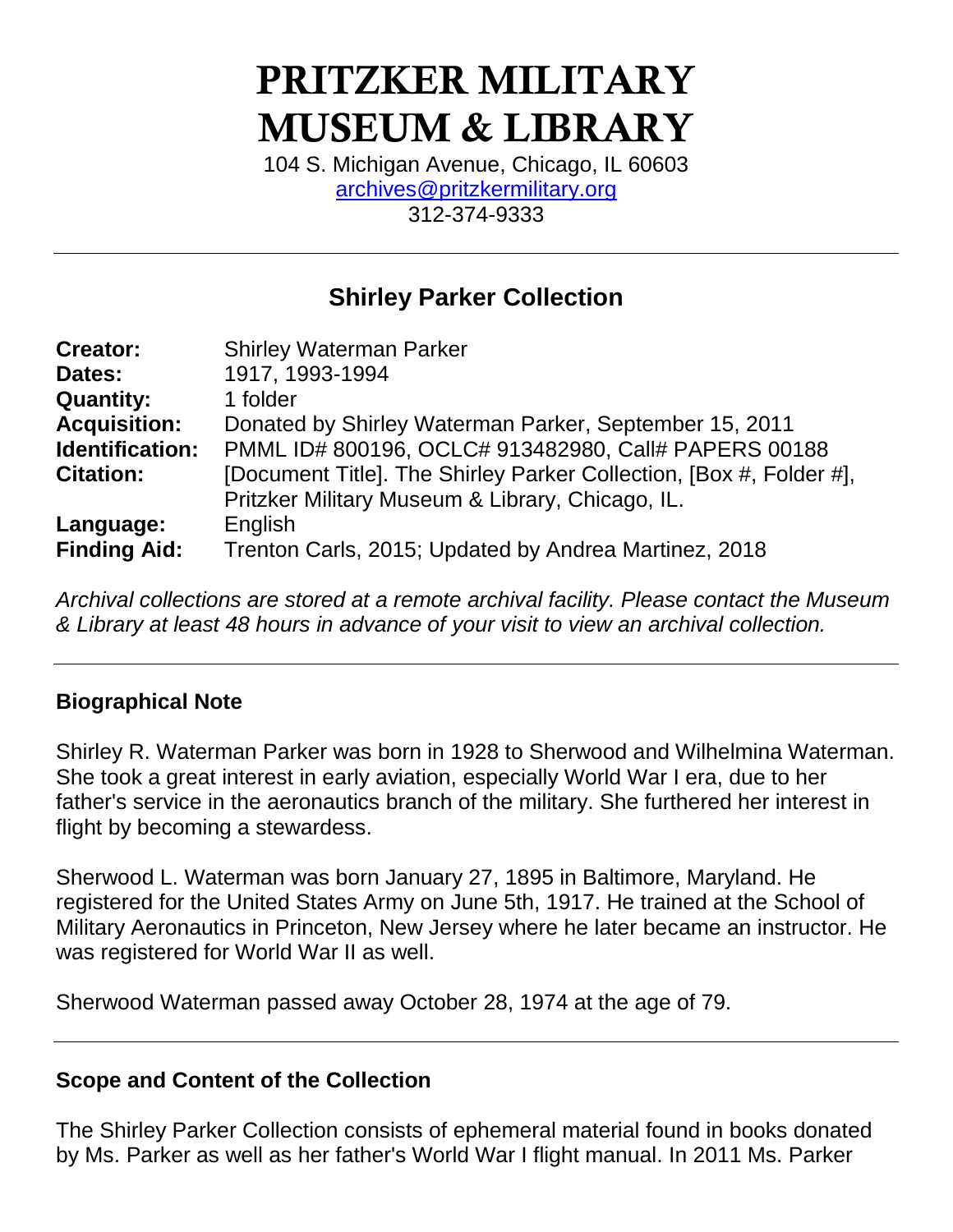# PRITZKER MILITARY MUSEUM & LIBRARY

104 S. Michigan Avenue, Chicago, IL 60603
archives@pritzkermilitary.org
312-374-9333

---

## Shirley Parker Collection

| | |
|---|---|
| **Creator:** | Shirley Waterman Parker |
| **Dates:** | 1917, 1993-1994 |
| **Quantity:** | 1 folder |
| **Acquisition:** | Donated by Shirley Waterman Parker, September 15, 2011 |
| **Identification:** | PMML ID# 800196, OCLC# 913482980, Call# PAPERS 00188 |
| **Citation:** | [Document Title]. The Shirley Parker Collection, [Box #, Folder #], Pritzker Military Museum & Library, Chicago, IL. |
| **Language:** | English |
| **Finding Aid:** | Trenton Carls, 2015; Updated by Andrea Martinez, 2018 |

*Archival collections are stored at a remote archival facility. Please contact the Museum & Library at least 48 hours in advance of your visit to view an archival collection.*

---

### Biographical Note

Shirley R. Waterman Parker was born in 1928 to Sherwood and Wilhelmina Waterman. She took a great interest in early aviation, especially World War I era, due to her father's service in the aeronautics branch of the military. She furthered her interest in flight by becoming a stewardess.

Sherwood L. Waterman was born January 27, 1895 in Baltimore, Maryland. He registered for the United States Army on June 5th, 1917. He trained at the School of Military Aeronautics in Princeton, New Jersey where he later became an instructor. He was registered for World War II as well.

Sherwood Waterman passed away October 28, 1974 at the age of 79.

---

### Scope and Content of the Collection

The Shirley Parker Collection consists of ephemeral material found in books donated by Ms. Parker as well as her father's World War I flight manual. In 2011 Ms. Parker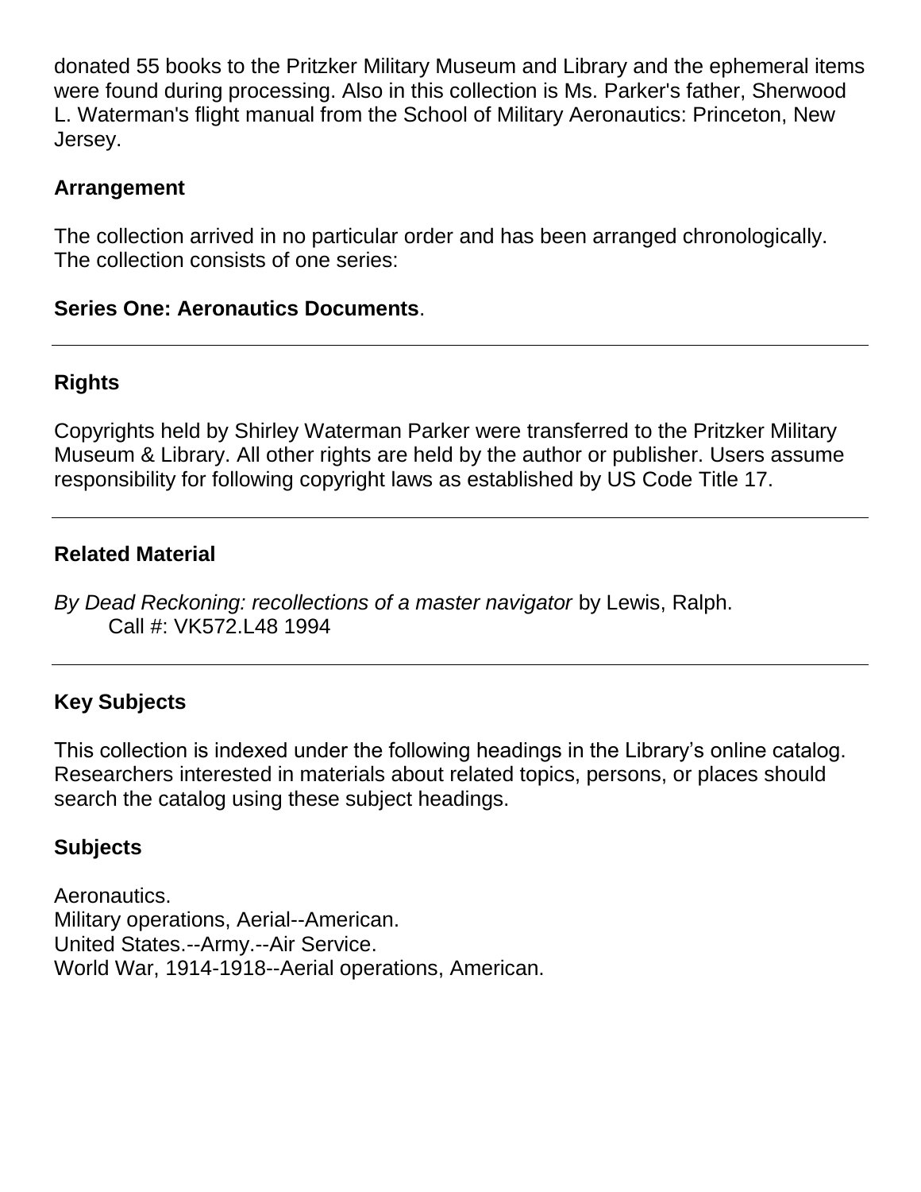donated 55 books to the Pritzker Military Museum and Library and the ephemeral items were found during processing. Also in this collection is Ms. Parker's father, Sherwood L. Waterman's flight manual from the School of Military Aeronautics: Princeton, New Jersey.

### Arrangement

The collection arrived in no particular order and has been arranged chronologically. The collection consists of one series:

**Series One: Aeronautics Documents**.

---

### Rights

Copyrights held by Shirley Waterman Parker were transferred to the Pritzker Military Museum & Library. All other rights are held by the author or publisher. Users assume responsibility for following copyright laws as established by US Code Title 17.

---

### Related Material

*By Dead Reckoning: recollections of a master navigator* by Lewis, Ralph.
Call #: VK572.L48 1994

---

### Key Subjects

This collection is indexed under the following headings in the Library's online catalog. Researchers interested in materials about related topics, persons, or places should search the catalog using these subject headings.

### Subjects

Aeronautics.
Military operations, Aerial--American.
United States.--Army.--Air Service.
World War, 1914-1918--Aerial operations, American.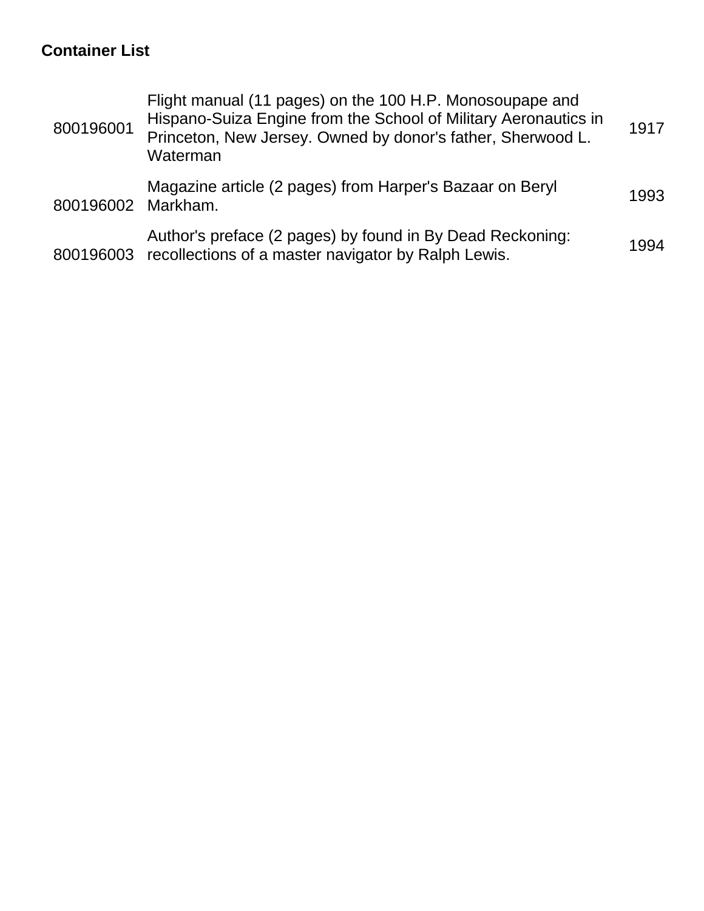**Container List**

| | | |
|---|---|---|
| 800196001 | Flight manual (11 pages) on the 100 H.P. Monosoupape and Hispano-Suiza Engine from the School of Military Aeronautics in Princeton, New Jersey. Owned by donor's father, Sherwood L. Waterman | 1917 |
| 800196002 | Magazine article (2 pages) from Harper's Bazaar on Beryl Markham. | 1993 |
| 800196003 | Author's preface (2 pages) by found in By Dead Reckoning: recollections of a master navigator by Ralph Lewis. | 1994 |